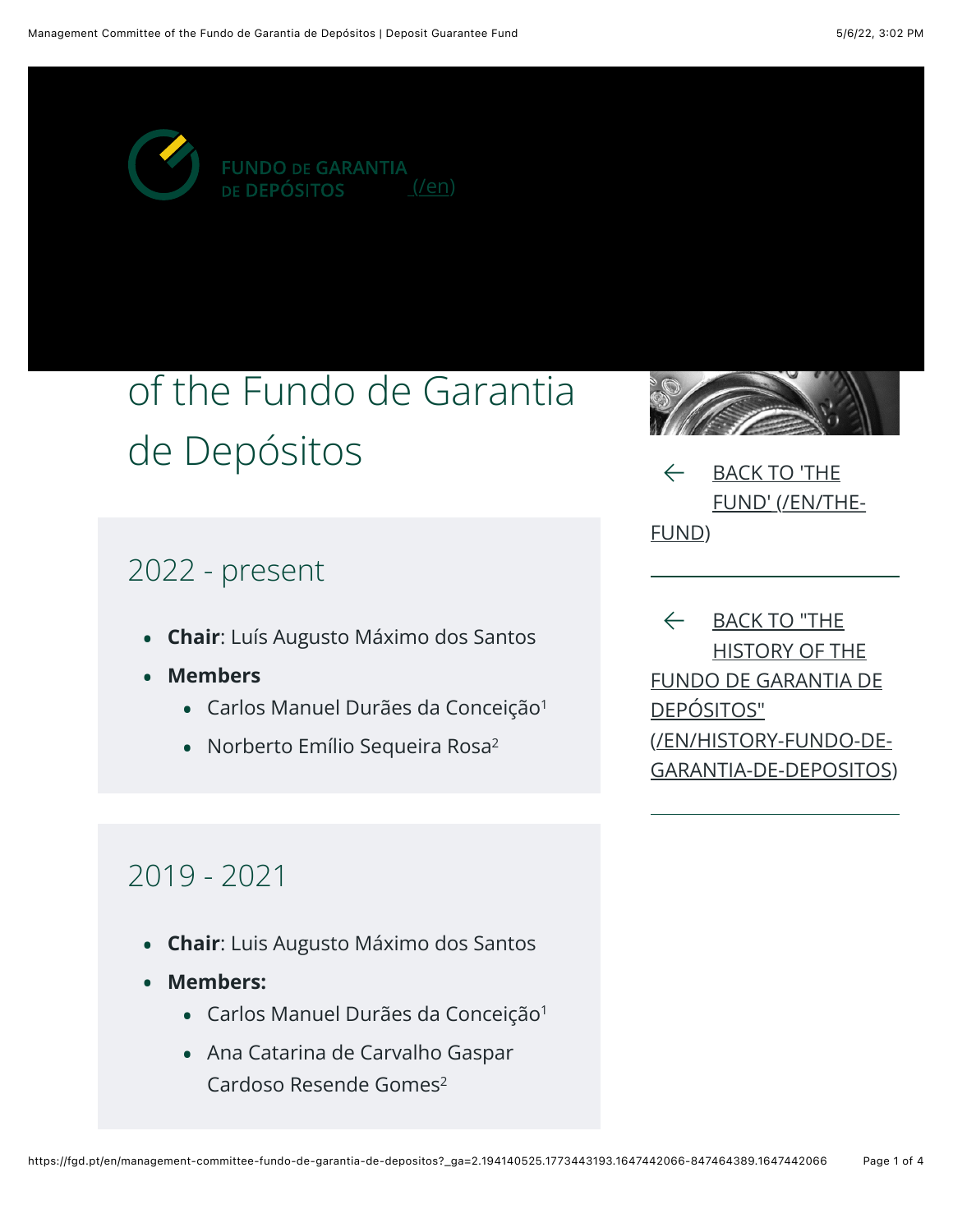FUNDO DE GARANTIA DE DEPÓSITOS (/en)

# of the Fundo de Garantia de Depósitos

## 2022 - present

- **Chair**: Luís Augusto Máximo dos Santos
- **Members**
  - Carlos Manuel Durães da Conceição[1]
  - Norberto Emílio Sequeira Rosa[2]

## 2019 - 2021

- **Chair**: Luis Augusto Máximo dos Santos
- **Members:**
  - Carlos Manuel Durães da Conceição[1]
  - Ana Catarina de Carvalho Gaspar Cardoso Resende Gomes[2]

← BACK TO 'THE FUND' (/EN/THE-FUND)

← BACK TO "THE HISTORY OF THE FUNDO DE GARANTIA DE DEPÓSITOS" (/EN/HISTORY-FUNDO-DE-GARANTIA-DE-DEPOSITOS)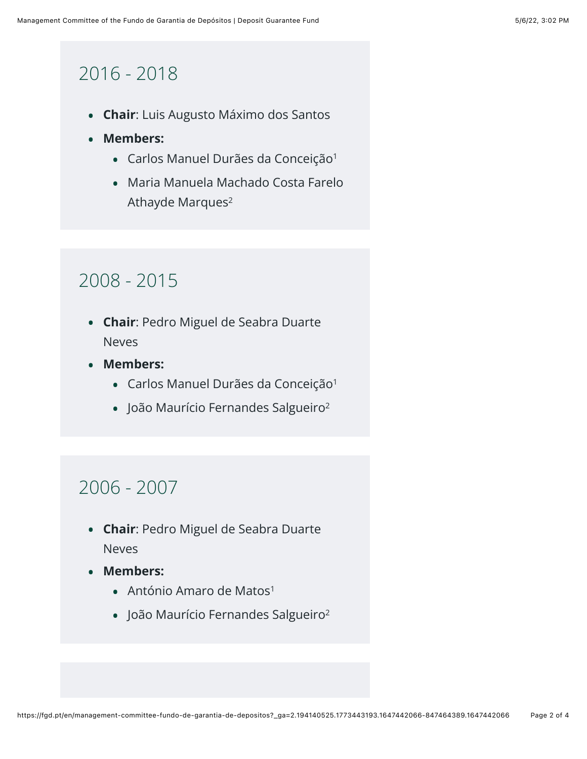## 2016 - 2018

- **Chair**: Luis Augusto Máximo dos Santos
- **Members:**
  - Carlos Manuel Durães da Conceição[1]
  - Maria Manuela Machado Costa Farelo Athayde Marques[2]

## 2008 - 2015

- **Chair**: Pedro Miguel de Seabra Duarte Neves
- **Members:**
  - Carlos Manuel Durães da Conceição[1]
  - João Maurício Fernandes Salgueiro[2]

## 2006 - 2007

- **Chair**: Pedro Miguel de Seabra Duarte Neves
- **Members:**
  - António Amaro de Matos[1]
  - João Maurício Fernandes Salgueiro[2]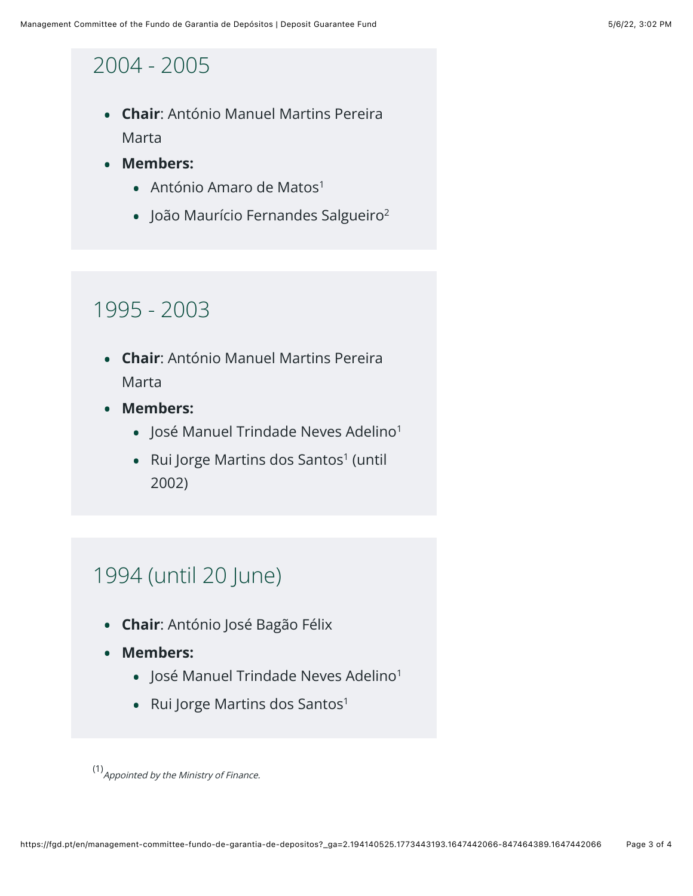## 2004 - 2005

- **Chair**: António Manuel Martins Pereira Marta
- **Members:**
    - António Amaro de Matos[1]
    - João Maurício Fernandes Salgueiro[2]

## 1995 - 2003

- **Chair**: António Manuel Martins Pereira Marta
- **Members:**
    - José Manuel Trindade Neves Adelino[1]
    - Rui Jorge Martins dos Santos[1] (until 2002)

## 1994 (until 20 June)

- **Chair**: António José Bagão Félix
- **Members:**
    - José Manuel Trindade Neves Adelino[1]
    - Rui Jorge Martins dos Santos[1]

(1) *Appointed by the Ministry of Finance.*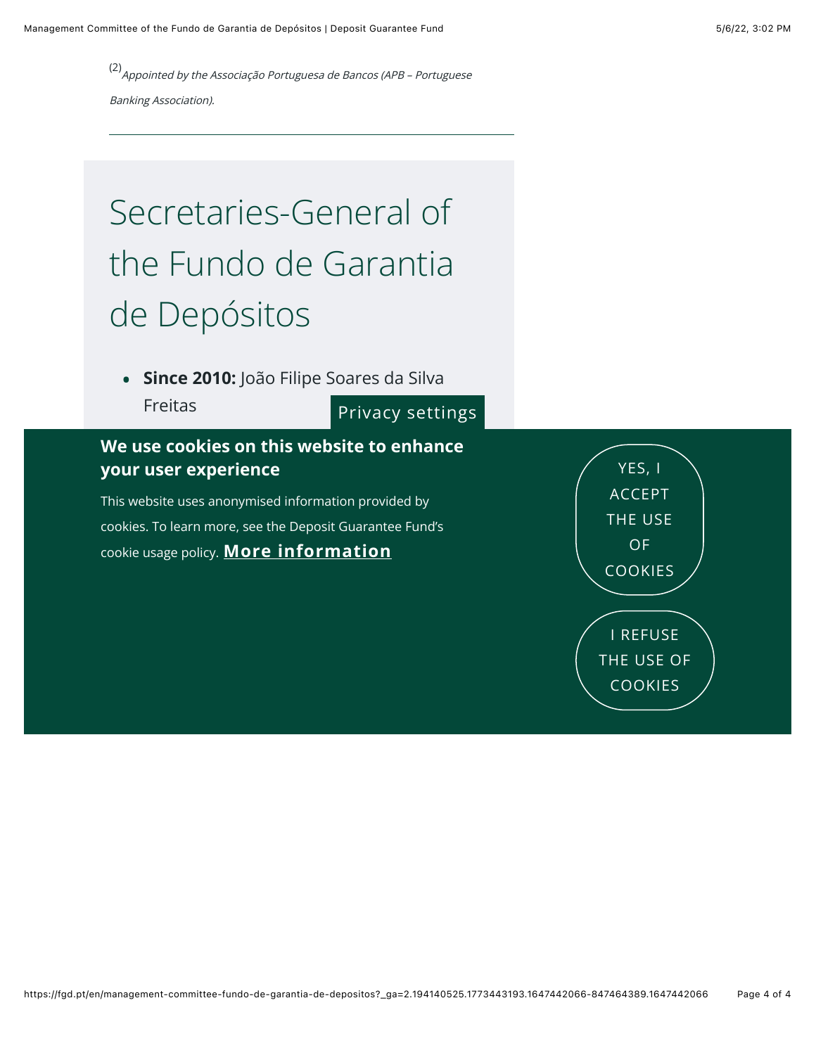[2] *Appointed by the Associação Portuguesa de Bancos (APB – Portuguese Banking Association).*

---

## Secretaries-General of the Fundo de Garantia de Depósitos

- **Since 2010:** João Filipe Soares da Silva Freitas

Privacy settings

**We use cookies on this website to enhance your user experience**

This website uses anonymised information provided by cookies. To learn more, see the Deposit Guarantee Fund's cookie usage policy. **More information**

YES, I ACCEPT THE USE OF COOKIES

I REFUSE THE USE OF COOKIES